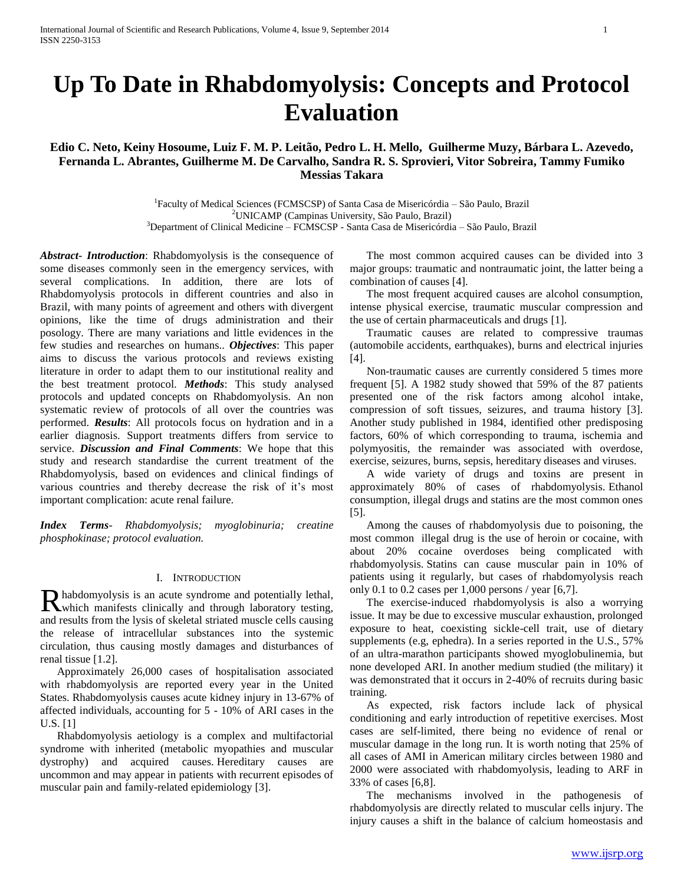# Up To Date in Rhabdomyolysis: Concepts and Protocol Evaluation

**Edio C. Neto, Keiny Hosoume, Luiz F. M. P. Leitão, Pedro L. H. Mello, Guilherme Muzy, Bárbara L. Azevedo, Fernanda L. Abrantes, Guilherme M. De Carvalho, Sandra R. S. Sprovieri, Vitor Sobreira, Tammy Fumiko Messias Takara**

[1]Faculty of Medical Sciences (FCMSCSP) of Santa Casa de Misericórdia – São Paulo, Brazil
[2]UNICAMP (Campinas University, São Paulo, Brazil)
[3]Department of Clinical Medicine – FCMSCSP - Santa Casa de Misericórdia – São Paulo, Brazil

***Abstract- Introduction***: Rhabdomyolysis is the consequence of some diseases commonly seen in the emergency services, with several complications. In addition, there are lots of Rhabdomyolysis protocols in different countries and also in Brazil, with many points of agreement and others with divergent opinions, like the time of drugs administration and their posology. There are many variations and little evidences in the few studies and researches on humans.. ***Objectives***: This paper aims to discuss the various protocols and reviews existing literature in order to adapt them to our institutional reality and the best treatment protocol. ***Methods***: This study analysed protocols and updated concepts on Rhabdomyolysis. An non systematic review of protocols of all over the countries was performed. ***Results***: All protocols focus on hydration and in a earlier diagnosis. Support treatments differs from service to service. ***Discussion and Final Comments***: We hope that this study and research standardise the current treatment of the Rhabdomyolysis, based on evidences and clinical findings of various countries and thereby decrease the risk of it's most important complication: acute renal failure.

***Index Terms***- *Rhabdomyolysis; myoglobinuria; creatine phosphokinase; protocol evaluation.*

## I. Introduction

Rhabdomyolysis is an acute syndrome and potentially lethal, which manifests clinically and through laboratory testing, and results from the lysis of skeletal striated muscle cells causing the release of intracellular substances into the systemic circulation, thus causing mostly damages and disturbances of renal tissue [1.2].

Approximately 26,000 cases of hospitalisation associated with rhabdomyolysis are reported every year in the United States. Rhabdomyolysis causes acute kidney injury in 13-67% of affected individuals, accounting for 5 - 10% of ARI cases in the U.S. [1]

Rhabdomyolysis aetiology is a complex and multifactorial syndrome with inherited (metabolic myopathies and muscular dystrophy) and acquired causes. Hereditary causes are uncommon and may appear in patients with recurrent episodes of muscular pain and family-related epidemiology [3].

The most common acquired causes can be divided into 3 major groups: traumatic and nontraumatic joint, the latter being a combination of causes [4].

The most frequent acquired causes are alcohol consumption, intense physical exercise, traumatic muscular compression and the use of certain pharmaceuticals and drugs [1].

Traumatic causes are related to compressive traumas (automobile accidents, earthquakes), burns and electrical injuries [4].

Non-traumatic causes are currently considered 5 times more frequent [5]. A 1982 study showed that 59% of the 87 patients presented one of the risk factors among alcohol intake, compression of soft tissues, seizures, and trauma history [3]. Another study published in 1984, identified other predisposing factors, 60% of which corresponding to trauma, ischemia and polymyositis, the remainder was associated with overdose, exercise, seizures, burns, sepsis, hereditary diseases and viruses.

A wide variety of drugs and toxins are present in approximately 80% of cases of rhabdomyolysis. Ethanol consumption, illegal drugs and statins are the most common ones [5].

Among the causes of rhabdomyolysis due to poisoning, the most common illegal drug is the use of heroin or cocaine, with about 20% cocaine overdoses being complicated with rhabdomyolysis. Statins can cause muscular pain in 10% of patients using it regularly, but cases of rhabdomyolysis reach only 0.1 to 0.2 cases per 1,000 persons / year [6,7].

The exercise-induced rhabdomyolysis is also a worrying issue. It may be due to excessive muscular exhaustion, prolonged exposure to heat, coexisting sickle-cell trait, use of dietary supplements (e.g, ephedra). In a series reported in the U.S., 57% of an ultra-marathon participants showed myoglobulinemia, but none developed ARI. In another medium studied (the military) it was demonstrated that it occurs in 2-40% of recruits during basic training.

As expected, risk factors include lack of physical conditioning and early introduction of repetitive exercises. Most cases are self-limited, there being no evidence of renal or muscular damage in the long run. It is worth noting that 25% of all cases of AMI in American military circles between 1980 and 2000 were associated with rhabdomyolysis, leading to ARF in 33% of cases [6,8].

The mechanisms involved in the pathogenesis of rhabdomyolysis are directly related to muscular cells injury. The injury causes a shift in the balance of calcium homeostasis and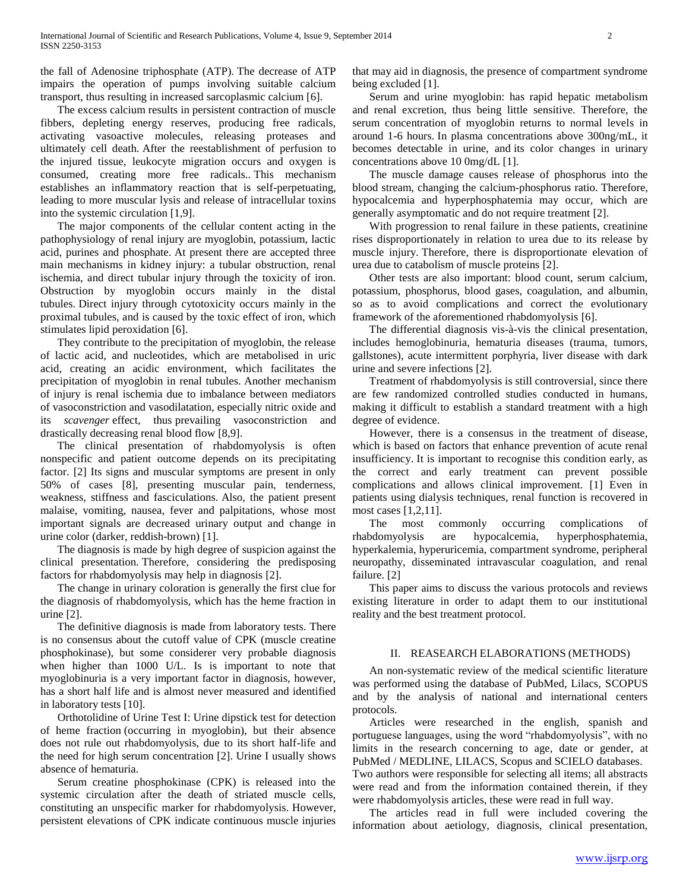the fall of Adenosine triphosphate (ATP). The decrease of ATP impairs the operation of pumps involving suitable calcium transport, thus resulting in increased sarcoplasmic calcium [6].

The excess calcium results in persistent contraction of muscle fibbers, depleting energy reserves, producing free radicals, activating vasoactive molecules, releasing proteases and ultimately cell death. After the reestablishment of perfusion to the injured tissue, leukocyte migration occurs and oxygen is consumed, creating more free radicals.. This mechanism establishes an inflammatory reaction that is self-perpetuating, leading to more muscular lysis and release of intracellular toxins into the systemic circulation [1,9].

The major components of the cellular content acting in the pathophysiology of renal injury are myoglobin, potassium, lactic acid, purines and phosphate. At present there are accepted three main mechanisms in kidney injury: a tubular obstruction, renal ischemia, and direct tubular injury through the toxicity of iron. Obstruction by myoglobin occurs mainly in the distal tubules. Direct injury through cytotoxicity occurs mainly in the proximal tubules, and is caused by the toxic effect of iron, which stimulates lipid peroxidation [6].

They contribute to the precipitation of myoglobin, the release of lactic acid, and nucleotides, which are metabolised in uric acid, creating an acidic environment, which facilitates the precipitation of myoglobin in renal tubules. Another mechanism of injury is renal ischemia due to imbalance between mediators of vasoconstriction and vasodilatation, especially nitric oxide and its *scavenger* effect, thus prevailing vasoconstriction and drastically decreasing renal blood flow [8,9].

The clinical presentation of rhabdomyolysis is often nonspecific and patient outcome depends on its precipitating factor. [2] Its signs and muscular symptoms are present in only 50% of cases [8], presenting muscular pain, tenderness, weakness, stiffness and fasciculations. Also, the patient present malaise, vomiting, nausea, fever and palpitations, whose most important signals are decreased urinary output and change in urine color (darker, reddish-brown) [1].

The diagnosis is made by high degree of suspicion against the clinical presentation. Therefore, considering the predisposing factors for rhabdomyolysis may help in diagnosis [2].

The change in urinary coloration is generally the first clue for the diagnosis of rhabdomyolysis, which has the heme fraction in urine [2].

The definitive diagnosis is made from laboratory tests. There is no consensus about the cutoff value of CPK (muscle creatine phosphokinase), but some considerer very probable diagnosis when higher than 1000 U/L. Is is important to note that myoglobinuria is a very important factor in diagnosis, however, has a short half life and is almost never measured and identified in laboratory tests [10].

Orthotolidine of Urine Test I: Urine dipstick test for detection of heme fraction (occurring in myoglobin), but their absence does not rule out rhabdomyolysis, due to its short half-life and the need for high serum concentration [2]. Urine I usually shows absence of hematuria.

Serum creatine phosphokinase (CPK) is released into the systemic circulation after the death of striated muscle cells, constituting an unspecific marker for rhabdomyolysis. However, persistent elevations of CPK indicate continuous muscle injuries that may aid in diagnosis, the presence of compartment syndrome being excluded [1].

Serum and urine myoglobin: has rapid hepatic metabolism and renal excretion, thus being little sensitive. Therefore, the serum concentration of myoglobin returns to normal levels in around 1-6 hours. In plasma concentrations above 300ng/mL, it becomes detectable in urine, and its color changes in urinary concentrations above 10 0mg/dL [1].

The muscle damage causes release of phosphorus into the blood stream, changing the calcium-phosphorus ratio. Therefore, hypocalcemia and hyperphosphatemia may occur, which are generally asymptomatic and do not require treatment [2].

With progression to renal failure in these patients, creatinine rises disproportionately in relation to urea due to its release by muscle injury. Therefore, there is disproportionate elevation of urea due to catabolism of muscle proteins [2].

Other tests are also important: blood count, serum calcium, potassium, phosphorus, blood gases, coagulation, and albumin, so as to avoid complications and correct the evolutionary framework of the aforementioned rhabdomyolysis [6].

The differential diagnosis vis-à-vis the clinical presentation, includes hemoglobinuria, hematuria diseases (trauma, tumors, gallstones), acute intermittent porphyria, liver disease with dark urine and severe infections [2].

Treatment of rhabdomyolysis is still controversial, since there are few randomized controlled studies conducted in humans, making it difficult to establish a standard treatment with a high degree of evidence.

However, there is a consensus in the treatment of disease, which is based on factors that enhance prevention of acute renal insufficiency. It is important to recognise this condition early, as the correct and early treatment can prevent possible complications and allows clinical improvement. [1] Even in patients using dialysis techniques, renal function is recovered in most cases [1,2,11].

The most commonly occurring complications of rhabdomyolysis are hypocalcemia, hyperphosphatemia, hyperkalemia, hyperuricemia, compartment syndrome, peripheral neuropathy, disseminated intravascular coagulation, and renal failure. [2]

This paper aims to discuss the various protocols and reviews existing literature in order to adapt them to our institutional reality and the best treatment protocol.

## II. REASEARCH ELABORATIONS (METHODS)

An non-systematic review of the medical scientific literature was performed using the database of PubMed, Lilacs, SCOPUS and by the analysis of national and international centers protocols.

Articles were researched in the english, spanish and portuguese languages, using the word "rhabdomyolysis", with no limits in the research concerning to age, date or gender, at PubMed / MEDLINE, LILACS, Scopus and SCIELO databases.
Two authors were responsible for selecting all items; all abstracts were read and from the information contained therein, if they were rhabdomyolysis articles, these were read in full way.

The articles read in full were included covering the information about aetiology, diagnosis, clinical presentation,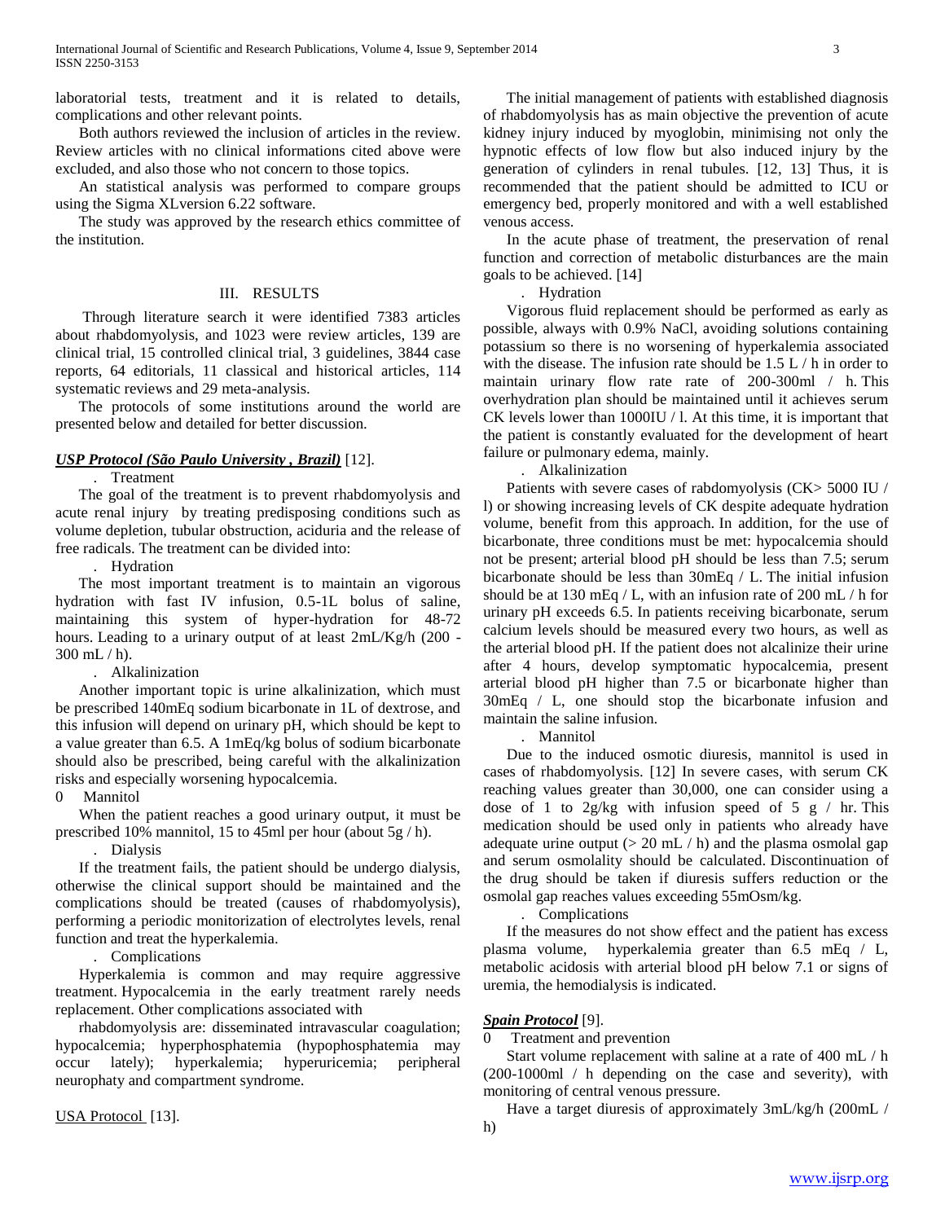laboratorial tests, treatment and it is related to details, complications and other relevant points.

Both authors reviewed the inclusion of articles in the review. Review articles with no clinical informations cited above were excluded, and also those who not concern to those topics.

An statistical analysis was performed to compare groups using the Sigma XLversion 6.22 software.

The study was approved by the research ethics committee of the institution.

## III. RESULTS

Through literature search it were identified 7383 articles about rhabdomyolysis, and 1023 were review articles, 139 are clinical trial, 15 controlled clinical trial, 3 guidelines, 3844 case reports, 64 editorials, 11 classical and historical articles, 114 systematic reviews and 29 meta-analysis.

The protocols of some institutions around the world are presented below and detailed for better discussion.

***USP Protocol (São Paulo University , Brazil)*** [12].

. Treatment

The goal of the treatment is to prevent rhabdomyolysis and acute renal injury by treating predisposing conditions such as volume depletion, tubular obstruction, aciduria and the release of free radicals. The treatment can be divided into:

. Hydration

The most important treatment is to maintain an vigorous hydration with fast IV infusion, 0.5-1L bolus of saline, maintaining this system of hyper-hydration for 48-72 hours. Leading to a urinary output of at least 2mL/Kg/h (200 - 300 mL / h).

. Alkalinization

Another important topic is urine alkalinization, which must be prescribed 140mEq sodium bicarbonate in 1L of dextrose, and this infusion will depend on urinary pH, which should be kept to a value greater than 6.5. A 1mEq/kg bolus of sodium bicarbonate should also be prescribed, being careful with the alkalinization risks and especially worsening hypocalcemia.

0 Mannitol

When the patient reaches a good urinary output, it must be prescribed 10% mannitol, 15 to 45ml per hour (about 5g / h).

. Dialysis

If the treatment fails, the patient should be undergo dialysis, otherwise the clinical support should be maintained and the complications should be treated (causes of rhabdomyolysis), performing a periodic monitorization of electrolytes levels, renal function and treat the hyperkalemia.

. Complications

Hyperkalemia is common and may require aggressive treatment. Hypocalcemia in the early treatment rarely needs replacement. Other complications associated with

rhabdomyolysis are: disseminated intravascular coagulation; hypocalcemia; hyperphosphatemia (hypophosphatemia may occur lately); hyperkalemia; hyperuricemia; peripheral neurophaty and compartment syndrome.

USA Protocol [13].

The initial management of patients with established diagnosis of rhabdomyolysis has as main objective the prevention of acute kidney injury induced by myoglobin, minimising not only the hypnotic effects of low flow but also induced injury by the generation of cylinders in renal tubules. [12, 13] Thus, it is recommended that the patient should be admitted to ICU or emergency bed, properly monitored and with a well established venous access.

In the acute phase of treatment, the preservation of renal function and correction of metabolic disturbances are the main goals to be achieved. [14]

. Hydration

Vigorous fluid replacement should be performed as early as possible, always with 0.9% NaCl, avoiding solutions containing potassium so there is no worsening of hyperkalemia associated with the disease. The infusion rate should be 1.5 L / h in order to maintain urinary flow rate rate of 200-300ml / h. This overhydration plan should be maintained until it achieves serum CK levels lower than 1000IU / l. At this time, it is important that the patient is constantly evaluated for the development of heart failure or pulmonary edema, mainly.

. Alkalinization

Patients with severe cases of rabdomyolysis (CK> 5000 IU / l) or showing increasing levels of CK despite adequate hydration volume, benefit from this approach. In addition, for the use of bicarbonate, three conditions must be met: hypocalcemia should not be present; arterial blood pH should be less than 7.5; serum bicarbonate should be less than 30mEq / L. The initial infusion should be at 130 mEq / L, with an infusion rate of 200 mL / h for urinary pH exceeds 6.5. In patients receiving bicarbonate, serum calcium levels should be measured every two hours, as well as the arterial blood pH. If the patient does not alcalinize their urine after 4 hours, develop symptomatic hypocalcemia, present arterial blood pH higher than 7.5 or bicarbonate higher than 30mEq / L, one should stop the bicarbonate infusion and maintain the saline infusion.

. Mannitol

Due to the induced osmotic diuresis, mannitol is used in cases of rhabdomyolysis. [12] In severe cases, with serum CK reaching values greater than 30,000, one can consider using a dose of 1 to 2g/kg with infusion speed of 5 g / hr. This medication should be used only in patients who already have adequate urine output (> 20 mL / h) and the plasma osmolal gap and serum osmolality should be calculated. Discontinuation of the drug should be taken if diuresis suffers reduction or the osmolal gap reaches values exceeding 55mOsm/kg.

. Complications

If the measures do not show effect and the patient has excess plasma volume, hyperkalemia greater than 6.5 mEq / L, metabolic acidosis with arterial blood pH below 7.1 or signs of uremia, the hemodialysis is indicated.

***Spain Protocol*** [9].

0 Treatment and prevention

Start volume replacement with saline at a rate of 400 mL / h (200-1000ml / h depending on the case and severity), with monitoring of central venous pressure.

Have a target diuresis of approximately 3mL/kg/h (200mL / h)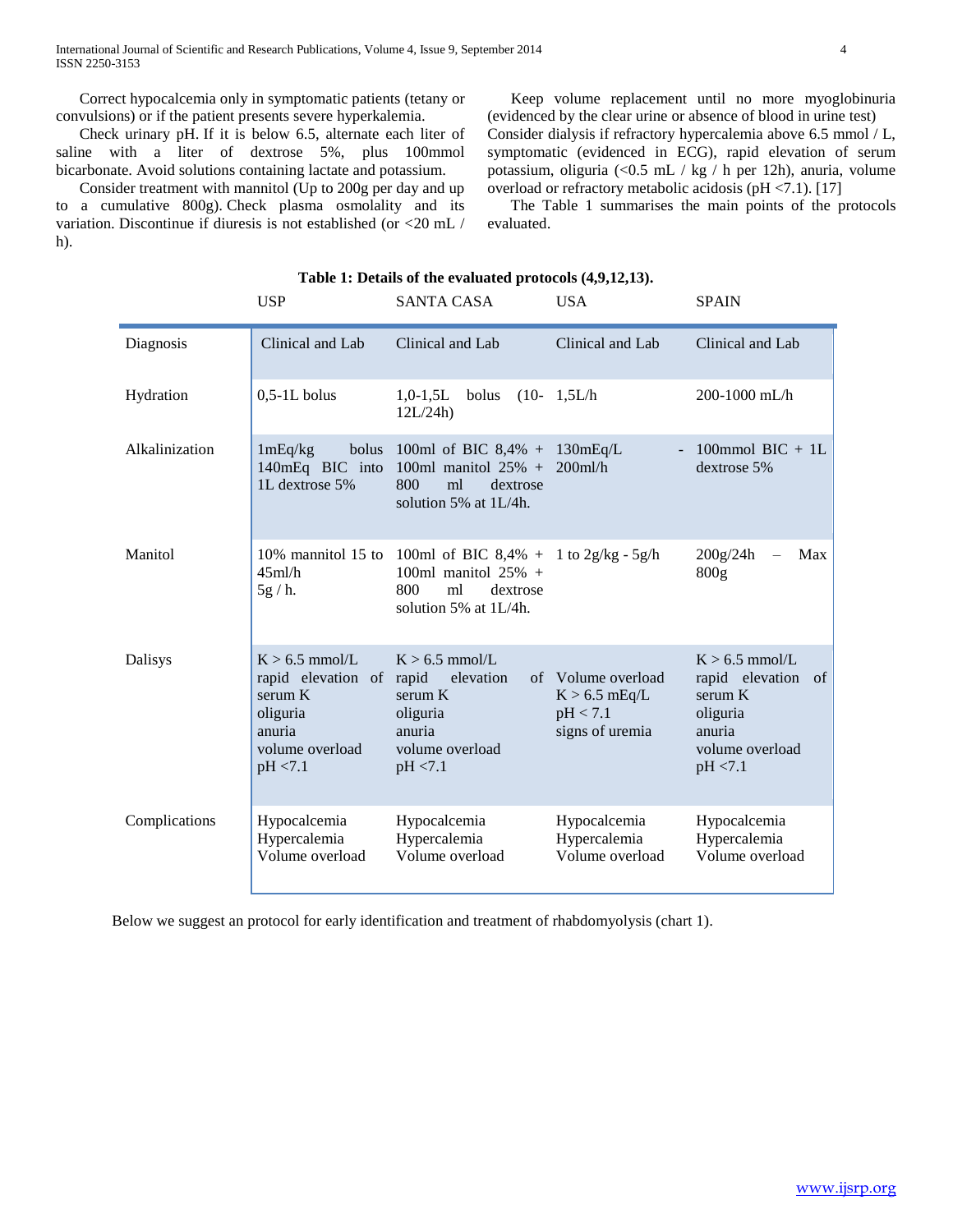Correct hypocalcemia only in symptomatic patients (tetany or convulsions) or if the patient presents severe hyperkalemia.

Check urinary pH. If it is below 6.5, alternate each liter of saline with a liter of dextrose 5%, plus 100mmol bicarbonate. Avoid solutions containing lactate and potassium.

Consider treatment with mannitol (Up to 200g per day and up to a cumulative 800g). Check plasma osmolality and its variation. Discontinue if diuresis is not established (or <20 mL / h).

Keep volume replacement until no more myoglobinuria (evidenced by the clear urine or absence of blood in urine test) Consider dialysis if refractory hypercalemia above 6.5 mmol / L, symptomatic (evidenced in ECG), rapid elevation of serum potassium, oliguria (<0.5 mL / kg / h per 12h), anuria, volume overload or refractory metabolic acidosis (pH <7.1). [17]

The Table 1 summarises the main points of the protocols evaluated.

**Table 1: Details of the evaluated protocols (4,9,12,13).**

| | USP | SANTA CASA | USA | SPAIN |
|---|---|---|---|---|
| Diagnosis | Clinical and Lab | Clinical and Lab | Clinical and Lab | Clinical and Lab |
| Hydration | 0,5-1L bolus | 1,0-1,5L bolus (10-12L/24h) | 1,5L/h | 200-1000 mL/h |
| Alkalinization | 1mEq/kg bolus 140mEq BIC into 1L dextrose 5% | 100ml of BIC 8,4% + 100ml manitol 25% + 800 ml dextrose solution 5% at 1L/4h. | 130mEq/L - 200ml/h | 100mmol BIC + 1L dextrose 5% |
| Manitol | 10% mannitol 15 to 45ml/h 5g / h. | 100ml of BIC 8,4% + 100ml manitol 25% + 800 ml dextrose solution 5% at 1L/4h. | 1 to 2g/kg - 5g/h | 200g/24h – Max 800g |
| Dalisys | K > 6.5 mmol/L<br>rapid elevation of serum K<br>oliguria<br>anuria<br>volume overload<br>pH <7.1 | K > 6.5 mmol/L<br>rapid elevation of serum K<br>oliguria<br>anuria<br>volume overload<br>pH <7.1 | Volume overload<br>K > 6.5 mEq/L<br>pH < 7.1<br>signs of uremia | K > 6.5 mmol/L<br>rapid elevation of serum K<br>oliguria<br>anuria<br>volume overload<br>pH <7.1 |
| Complications | Hypocalcemia<br>Hypercalemia<br>Volume overload | Hypocalcemia<br>Hypercalemia<br>Volume overload | Hypocalcemia<br>Hypercalemia<br>Volume overload | Hypocalcemia<br>Hypercalemia<br>Volume overload |

Below we suggest an protocol for early identification and treatment of rhabdomyolysis (chart 1).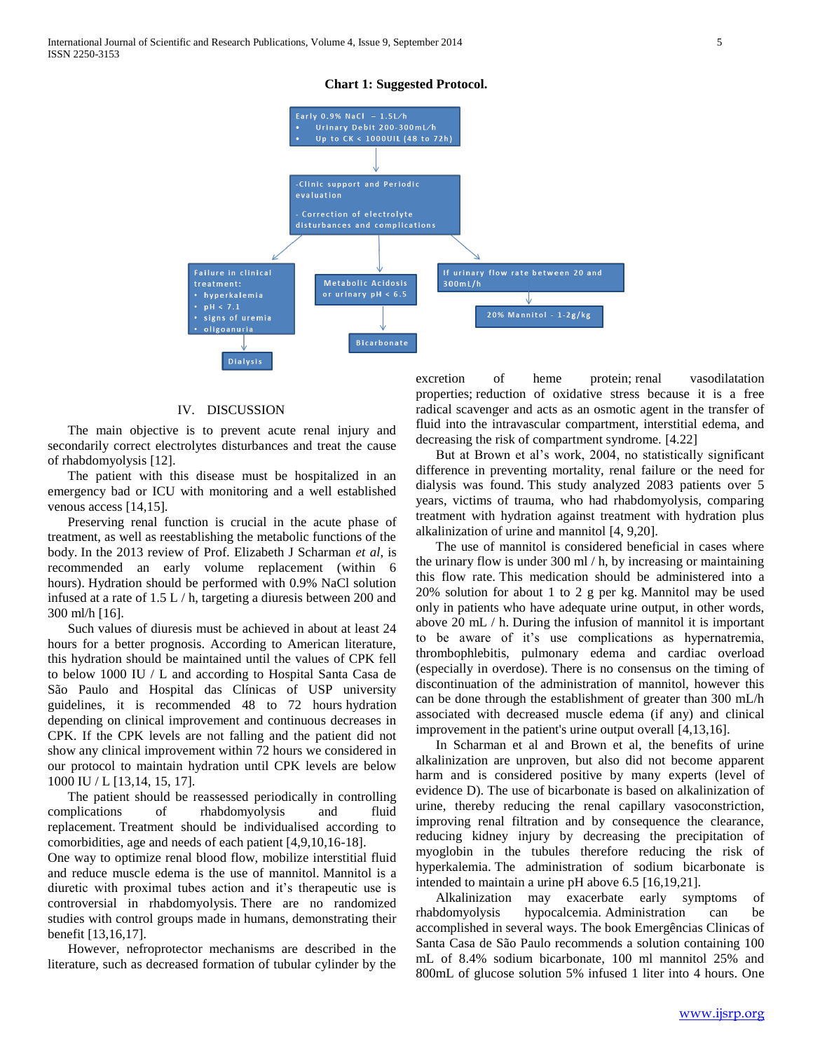**Chart 1: Suggested Protocol.**

Early 0.9% NaCl – 1.5L/h
- Urinary Debit 200-300mL/h
- Up to CK < 1000UI/L (48 to 72h)

↓

-Clinic support and Periodic evaluation

- Correction of electrolyte disturbances and complications

↓

Failure in clinical treatment:
- hyperkalemia
- pH < 7.1
- signs of uremia
- oligoanuria

→ Dialysis

Metabolic Acidosis or urinary pH < 6.5

→ Bicarbonate

If urinary flow rate between 20 and 300mL/h

→ 20% Mannitol - 1-2g/kg

## IV. DISCUSSION

The main objective is to prevent acute renal injury and secondarily correct electrolytes disturbances and treat the cause of rhabdomyolysis [12].

The patient with this disease must be hospitalized in an emergency bad or ICU with monitoring and a well established venous access [14,15].

Preserving renal function is crucial in the acute phase of treatment, as well as reestablishing the metabolic functions of the body. In the 2013 review of Prof. Elizabeth J Scharman *et al*, is recommended an early volume replacement (within 6 hours). Hydration should be performed with 0.9% NaCl solution infused at a rate of 1.5 L / h, targeting a diuresis between 200 and 300 mL/h [16].

Such values of diuresis must be achieved in about at least 24 hours for a better prognosis. According to American literature, this hydration should be maintained until the values of CPK fell to below 1000 IU / L and according to Hospital Santa Casa de São Paulo and Hospital das Clínicas of USP university guidelines, it is recommended 48 to 72 hours hydration depending on clinical improvement and continuous decreases in CPK. If the CPK levels are not falling and the patient did not show any clinical improvement within 72 hours we considered in our protocol to maintain hydration until CPK levels are below 1000 IU / L [13,14, 15, 17].

The patient should be reassessed periodically in controlling complications of rhabdomyolysis and fluid replacement. Treatment should be individualised according to comorbidities, age and needs of each patient [4,9,10,16-18].

One way to optimize renal blood flow, mobilize interstitial fluid and reduce muscle edema is the use of mannitol. Mannitol is a diuretic with proximal tubes action and it's therapeutic use is controversial in rhabdomyolysis. There are no randomized studies with control groups made in humans, demonstrating their benefit [13,16,17].

However, nefroprotector mechanisms are described in the literature, such as decreased formation of tubular cylinder by the excretion of heme protein; renal vasodilatation properties; reduction of oxidative stress because it is a free radical scavenger and acts as an osmotic agent in the transfer of fluid into the intravascular compartment, interstitial edema, and decreasing the risk of compartment syndrome. [4.22]

But at Brown et al's work, 2004, no statistically significant difference in preventing mortality, renal failure or the need for dialysis was found. This study analyzed 2083 patients over 5 years, victims of trauma, who had rhabdomyolysis, comparing treatment with hydration against treatment with hydration plus alkalinization of urine and mannitol [4, 9,20].

The use of mannitol is considered beneficial in cases where the urinary flow is under 300 ml / h, by increasing or maintaining this flow rate. This medication should be administered into a 20% solution for about 1 to 2 g per kg. Mannitol may be used only in patients who have adequate urine output, in other words, above 20 mL / h. During the infusion of mannitol it is important to be aware of it's use complications as hypernatremia, thrombophlebitis, pulmonary edema and cardiac overload (especially in overdose). There is no consensus on the timing of discontinuation of the administration of mannitol, however this can be done through the establishment of greater than 300 mL/h associated with decreased muscle edema (if any) and clinical improvement in the patient's urine output overall [4,13,16].

In Scharman et al and Brown et al, the benefits of urine alkalinization are unproven, but also did not become apparent harm and is considered positive by many experts (level of evidence D). The use of bicarbonate is based on alkalization of urine, thereby reducing the renal capillary vasoconstriction, improving renal filtration and by consequence the clearance, reducing kidney injury by decreasing the precipitation of myoglobin in the tubules therefore reducing the risk of hyperkalemia. The administration of sodium bicarbonate is intended to maintain a urine pH above 6.5 [16,19,21].

Alkalinization may exacerbate early symptoms of rhabdomyolysis hypocalcemia. Administration can be accomplished in several ways. The book Emergências Clinicas of Santa Casa de São Paulo recommends a solution containing 100 mL of 8.4% sodium bicarbonate, 100 ml mannitol 25% and 800mL of glucose solution 5% infused 1 liter into 4 hours. One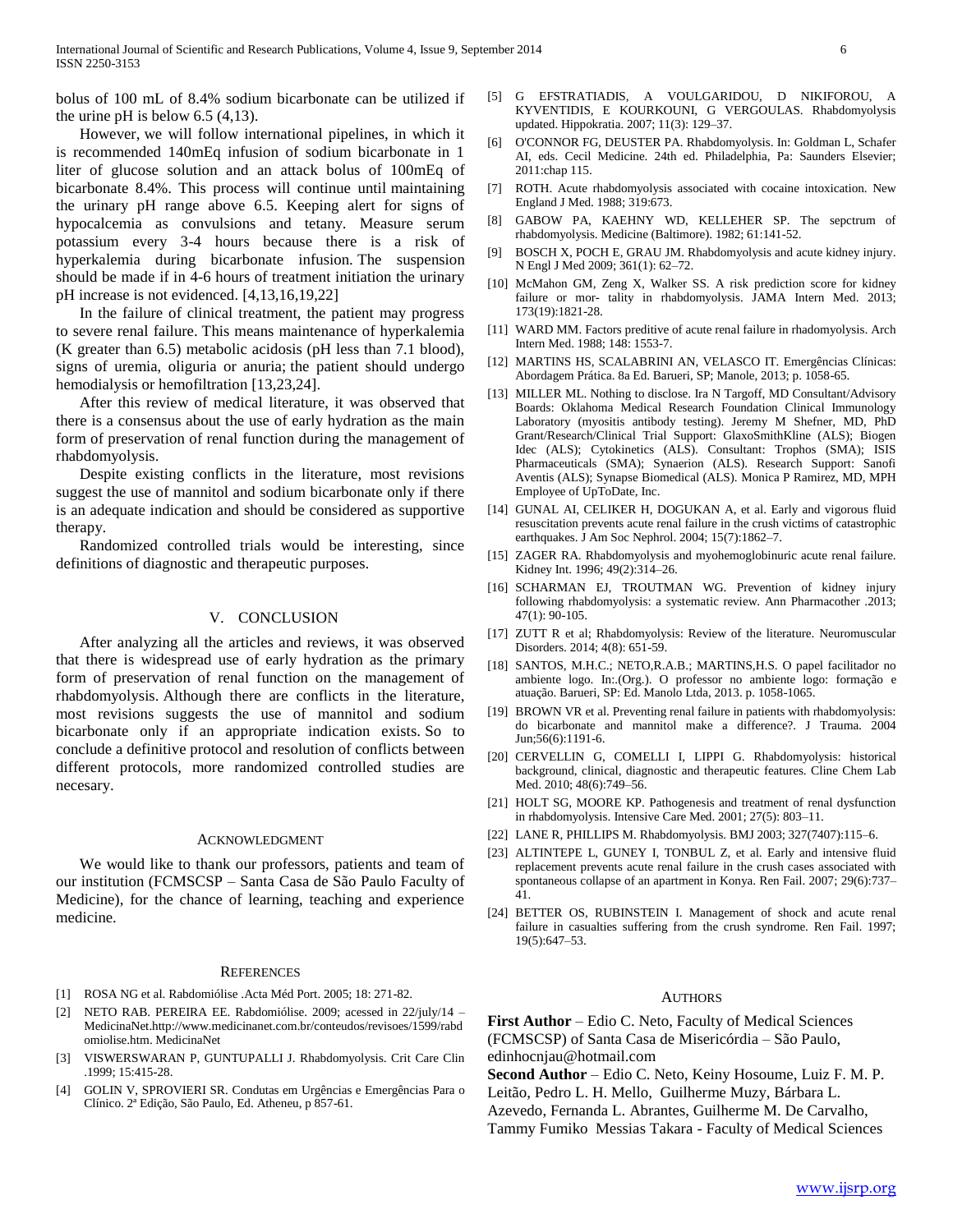bolus of 100 mL of 8.4% sodium bicarbonate can be utilized if the urine pH is below 6.5 (4,13).

However, we will follow international pipelines, in which it is recommended 140mEq infusion of sodium bicarbonate in 1 liter of glucose solution and an attack bolus of 100mEq of bicarbonate 8.4%. This process will continue until maintaining the urinary pH range above 6.5. Keeping alert for signs of hypocalcemia as convulsions and tetany. Measure serum potassium every 3-4 hours because there is a risk of hyperkalemia during bicarbonate infusion. The suspension should be made if in 4-6 hours of treatment initiation the urinary pH increase is not evidenced. [4,13,16,19,22]

In the failure of clinical treatment, the patient may progress to severe renal failure. This means maintenance of hyperkalemia (K greater than 6.5) metabolic acidosis (pH less than 7.1 blood), signs of uremia, oliguria or anuria; the patient should undergo hemodialysis or hemofiltration [13,23,24].

After this review of medical literature, it was observed that there is a consensus about the use of early hydration as the main form of preservation of renal function during the management of rhabdomyolysis.

Despite existing conflicts in the literature, most revisions suggest the use of mannitol and sodium bicarbonate only if there is an adequate indication and should be considered as supportive therapy.

Randomized controlled trials would be interesting, since definitions of diagnostic and therapeutic purposes.

## V. Conclusion

After analyzing all the articles and reviews, it was observed that there is widespread use of early hydration as the primary form of preservation of renal function on the management of rhabdomyolysis. Although there are conflicts in the literature, most revisions suggests the use of mannitol and sodium bicarbonate only if an appropriate indication exists. So to conclude a definitive protocol and resolution of conflicts between different protocols, more randomized controlled studies are necesary.

## Acknowledgment

We would like to thank our professors, patients and team of our institution (FCMSCSP – Santa Casa de São Paulo Faculty of Medicine), for the chance of learning, teaching and experience medicine.

## References

[1] ROSA NG et al. Rabdomiólise .Acta Méd Port. 2005; 18: 271-82.

[2] NETO RAB. PEREIRA EE. Rabdomiólise. 2009; acessed in 22/july/14 – MedicinaNet.http://www.medicinanet.com.br/conteudos/revisoes/1599/rabdomiolise.htm. MedicinaNet

[3] VISWERSWARAN P, GUNTUPALLI J. Rhabdomyolysis. Crit Care Clin .1999; 15:415-28.

[4] GOLIN V, SPROVIERI SR. Condutas em Urgências e Emergências Para o Clínico. 2ª Edição, São Paulo, Ed. Atheneu, p 857-61.

[5] G EFSTRATIADIS, A VOULGARIDOU, D NIKIFOROU, A KYVENTIDIS, E KOURKOUNI, G VERGOULAS. Rhabdomyolysis updated. Hippokratia. 2007; 11(3): 129–37.

[6] O'CONNOR FG, DEUSTER PA. Rhabdomyolysis. In: Goldman L, Schafer AI, eds. Cecil Medicine. 24th ed. Philadelphia, Pa: Saunders Elsevier; 2011:chap 115.

[7] ROTH. Acute rhabdomyolysis associated with cocaine intoxication. New England J Med. 1988; 319:673.

[8] GABOW PA, KAEHNY WD, KELLEHER SP. The sepctrum of rhabdomyolysis. Medicine (Baltimore). 1982; 61:141-52.

[9] BOSCH X, POCH E, GRAU JM. Rhabdomyolysis and acute kidney injury. N Engl J Med 2009; 361(1): 62–72.

[10] McMahon GM, Zeng X, Walker SS. A risk prediction score for kidney failure or mor- tality in rhabdomyolysis. JAMA Intern Med. 2013; 173(19):1821-28.

[11] WARD MM. Factors preditive of acute renal failure in rhadomyolysis. Arch Intern Med. 1988; 148: 1553-7.

[12] MARTINS HS, SCALABRINI AN, VELASCO IT. Emergências Clínicas: Abordagem Prática. 8a Ed. Barueri, SP; Manole, 2013; p. 1058-65.

[13] MILLER ML. Nothing to disclose. Ira N Targoff, MD Consultant/Advisory Boards: Oklahoma Medical Research Foundation Clinical Immunology Laboratory (myositis antibody testing). Jeremy M Shefner, MD, PhD Grant/Research/Clinical Trial Support: GlaxoSmithKline (ALS); Biogen Idec (ALS); Cytokinetics (ALS). Consultant: Trophos (SMA); ISIS Pharmaceuticals (SMA); Synaerion (ALS). Research Support: Sanofi Aventis (ALS); Synapse Biomedical (ALS). Monica P Ramirez, MD, MPH Employee of UpToDate, Inc.

[14] GUNAL AI, CELIKER H, DOGUKAN A, et al. Early and vigorous fluid resuscitation prevents acute renal failure in the crush victims of catastrophic earthquakes. J Am Soc Nephrol. 2004; 15(7):1862–7.

[15] ZAGER RA. Rhabdomyolysis and myohemoglobinuric acute renal failure. Kidney Int. 1996; 49(2):314–26.

[16] SCHARMAN EJ, TROUTMAN WG. Prevention of kidney injury following rhabdomyolysis: a systematic review. Ann Pharmacother .2013; 47(1): 90-105.

[17] ZUTT R et al; Rhabdomyolysis: Review of the literature. Neuromuscular Disorders. 2014; 4(8): 651-59.

[18] SANTOS, M.H.C.; NETO,R.A.B.; MARTINS,H.S. O papel facilitador no ambiente logo. In:.(Org.). O professor no ambiente logo: formação e atuação. Barueri, SP: Ed. Manolo Ltda, 2013. p. 1058-1065.

[19] BROWN VR et al. Preventing renal failure in patients with rhabdomyolysis: do bicarbonate and mannitol make a difference?. J Trauma. 2004 Jun;56(6):1191-6.

[20] CERVELLIN G, COMELLI I, LIPPI G. Rhabdomyolysis: historical background, clinical, diagnostic and therapeutic features. Cline Chem Lab Med. 2010; 48(6):749–56.

[21] HOLT SG, MOORE KP. Pathogenesis and treatment of renal dysfunction in rhabdomyolysis. Intensive Care Med. 2001; 27(5): 803–11.

[22] LANE R, PHILLIPS M. Rhabdomyolysis. BMJ 2003; 327(7407):115–6.

[23] ALTINTEPE L, GUNEY I, TONBUL Z, et al. Early and intensive fluid replacement prevents acute renal failure in the crush cases associated with spontaneous collapse of an apartment in Konya. Ren Fail. 2007; 29(6):737–41.

[24] BETTER OS, RUBINSTEIN I. Management of shock and acute renal failure in casualties suffering from the crush syndrome. Ren Fail. 1997; 19(5):647–53.

## Authors

**First Author** – Edio C. Neto, Faculty of Medical Sciences (FCMSCSP) of Santa Casa de Misericórdia – São Paulo, edinhocnjau@hotmail.com

**Second Author** – Edio C. Neto, Keiny Hosoume, Luiz F. M. P. Leitão, Pedro L. H. Mello, Guilherme Muzy, Bárbara L. Azevedo, Fernanda L. Abrantes, Guilherme M. De Carvalho, Tammy Fumiko Messias Takara - Faculty of Medical Sciences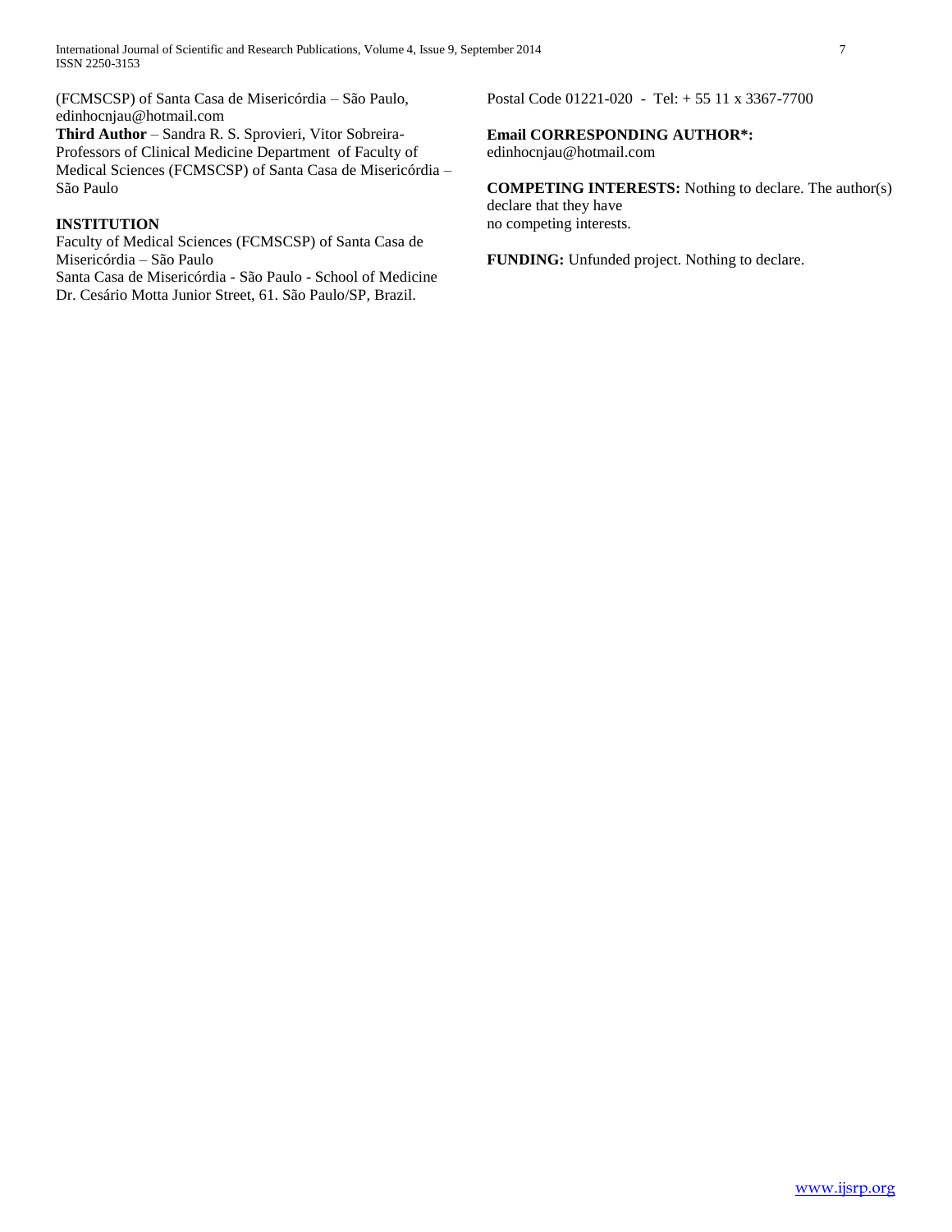(FCMSCSP) of Santa Casa de Misericórdia – São Paulo, edinhocnjau@hotmail.com

**Third Author** – Sandra R. S. Sprovieri, Vitor Sobreira- Professors of Clinical Medicine Department of Faculty of Medical Sciences (FCMSCSP) of Santa Casa de Misericórdia – São Paulo

**INSTITUTION**

Faculty of Medical Sciences (FCMSCSP) of Santa Casa de Misericórdia – São Paulo

Santa Casa de Misericórdia - São Paulo - School of Medicine

Dr. Cesário Motta Junior Street, 61. São Paulo/SP, Brazil.

Postal Code 01221-020 - Tel: + 55 11 x 3367-7700

**Email CORRESPONDING AUTHOR*:**

edinhocnjau@hotmail.com

**COMPETING INTERESTS:** Nothing to declare. The author(s) declare that they have no competing interests.

**FUNDING:** Unfunded project. Nothing to declare.